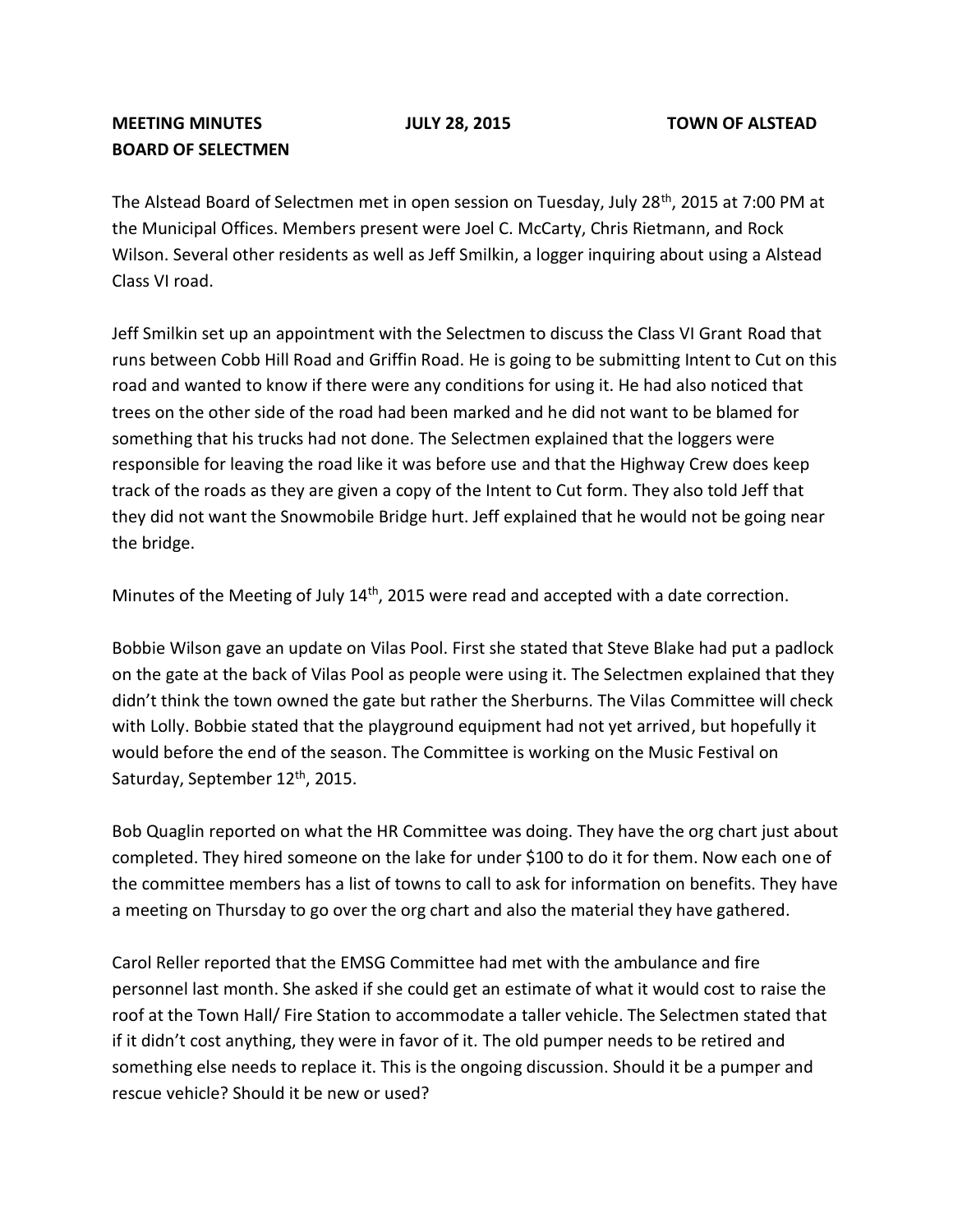**MEETING MINUTES** **JULY 28, 2015** **TOWN OF ALSTEAD**
**BOARD OF SELECTMEN**

The Alstead Board of Selectmen met in open session on Tuesday, July 28th, 2015 at 7:00 PM at the Municipal Offices. Members present were Joel C. McCarty, Chris Rietmann, and Rock Wilson. Several other residents as well as Jeff Smilkin, a logger inquiring about using a Alstead Class VI road.

Jeff Smilkin set up an appointment with the Selectmen to discuss the Class VI Grant Road that runs between Cobb Hill Road and Griffin Road. He is going to be submitting Intent to Cut on this road and wanted to know if there were any conditions for using it. He had also noticed that trees on the other side of the road had been marked and he did not want to be blamed for something that his trucks had not done. The Selectmen explained that the loggers were responsible for leaving the road like it was before use and that the Highway Crew does keep track of the roads as they are given a copy of the Intent to Cut form. They also told Jeff that they did not want the Snowmobile Bridge hurt. Jeff explained that he would not be going near the bridge.

Minutes of the Meeting of July 14th, 2015 were read and accepted with a date correction.

Bobbie Wilson gave an update on Vilas Pool. First she stated that Steve Blake had put a padlock on the gate at the back of Vilas Pool as people were using it. The Selectmen explained that they didn't think the town owned the gate but rather the Sherburns. The Vilas Committee will check with Lolly. Bobbie stated that the playground equipment had not yet arrived, but hopefully it would before the end of the season. The Committee is working on the Music Festival on Saturday, September 12th, 2015.

Bob Quaglin reported on what the HR Committee was doing. They have the org chart just about completed. They hired someone on the lake for under $100 to do it for them. Now each one of the committee members has a list of towns to call to ask for information on benefits. They have a meeting on Thursday to go over the org chart and also the material they have gathered.

Carol Reller reported that the EMSG Committee had met with the ambulance and fire personnel last month. She asked if she could get an estimate of what it would cost to raise the roof at the Town Hall/ Fire Station to accommodate a taller vehicle. The Selectmen stated that if it didn't cost anything, they were in favor of it. The old pumper needs to be retired and something else needs to replace it. This is the ongoing discussion. Should it be a pumper and rescue vehicle? Should it be new or used?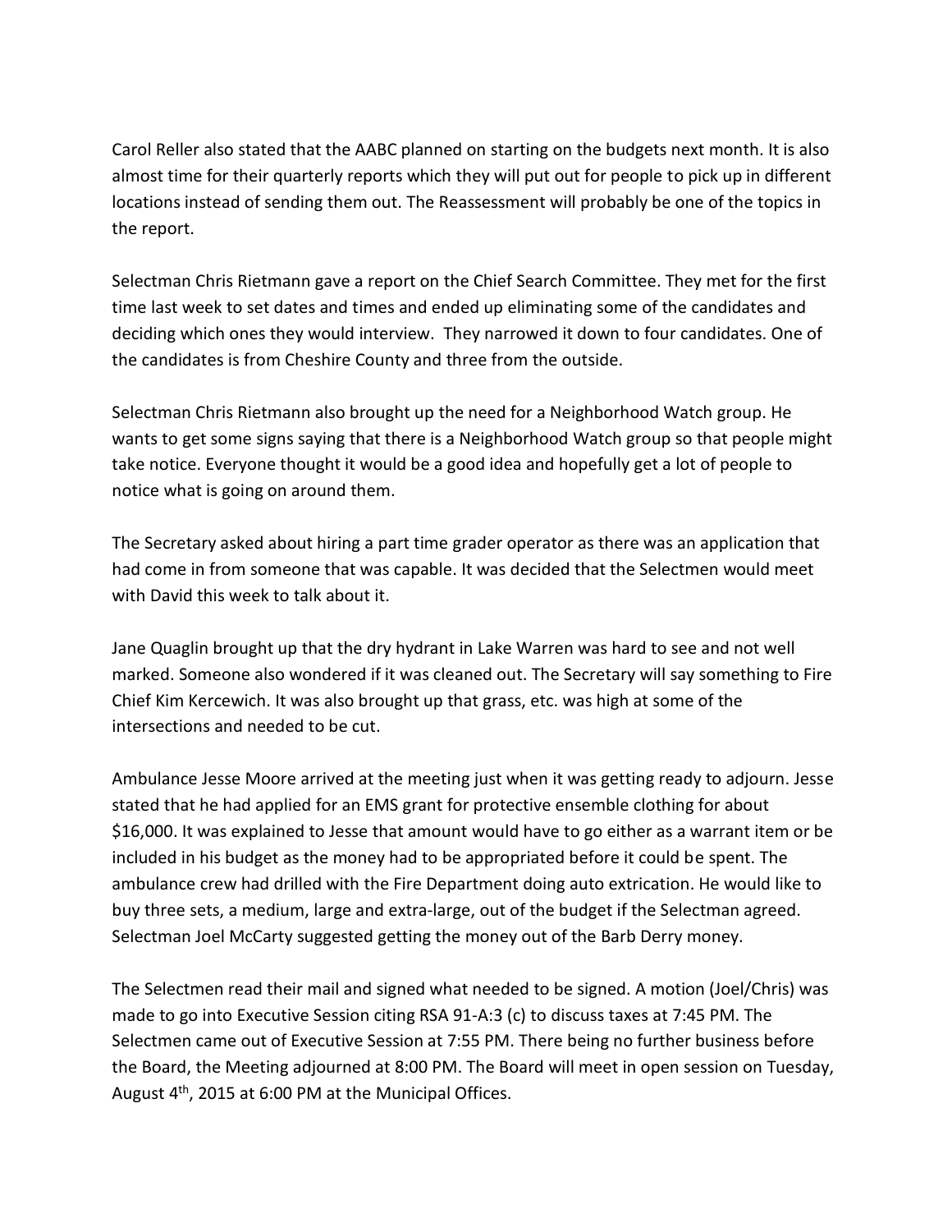Carol Reller also stated that the AABC planned on starting on the budgets next month. It is also almost time for their quarterly reports which they will put out for people to pick up in different locations instead of sending them out. The Reassessment will probably be one of the topics in the report.

Selectman Chris Rietmann gave a report on the Chief Search Committee. They met for the first time last week to set dates and times and ended up eliminating some of the candidates and deciding which ones they would interview. They narrowed it down to four candidates. One of the candidates is from Cheshire County and three from the outside.

Selectman Chris Rietmann also brought up the need for a Neighborhood Watch group. He wants to get some signs saying that there is a Neighborhood Watch group so that people might take notice. Everyone thought it would be a good idea and hopefully get a lot of people to notice what is going on around them.

The Secretary asked about hiring a part time grader operator as there was an application that had come in from someone that was capable. It was decided that the Selectmen would meet with David this week to talk about it.

Jane Quaglin brought up that the dry hydrant in Lake Warren was hard to see and not well marked. Someone also wondered if it was cleaned out. The Secretary will say something to Fire Chief Kim Kercewich. It was also brought up that grass, etc. was high at some of the intersections and needed to be cut.

Ambulance Jesse Moore arrived at the meeting just when it was getting ready to adjourn. Jesse stated that he had applied for an EMS grant for protective ensemble clothing for about $16,000. It was explained to Jesse that amount would have to go either as a warrant item or be included in his budget as the money had to be appropriated before it could be spent. The ambulance crew had drilled with the Fire Department doing auto extrication. He would like to buy three sets, a medium, large and extra-large, out of the budget if the Selectman agreed. Selectman Joel McCarty suggested getting the money out of the Barb Derry money.

The Selectmen read their mail and signed what needed to be signed. A motion (Joel/Chris) was made to go into Executive Session citing RSA 91-A:3 (c) to discuss taxes at 7:45 PM. The Selectmen came out of Executive Session at 7:55 PM. There being no further business before the Board, the Meeting adjourned at 8:00 PM. The Board will meet in open session on Tuesday, August 4th, 2015 at 6:00 PM at the Municipal Offices.